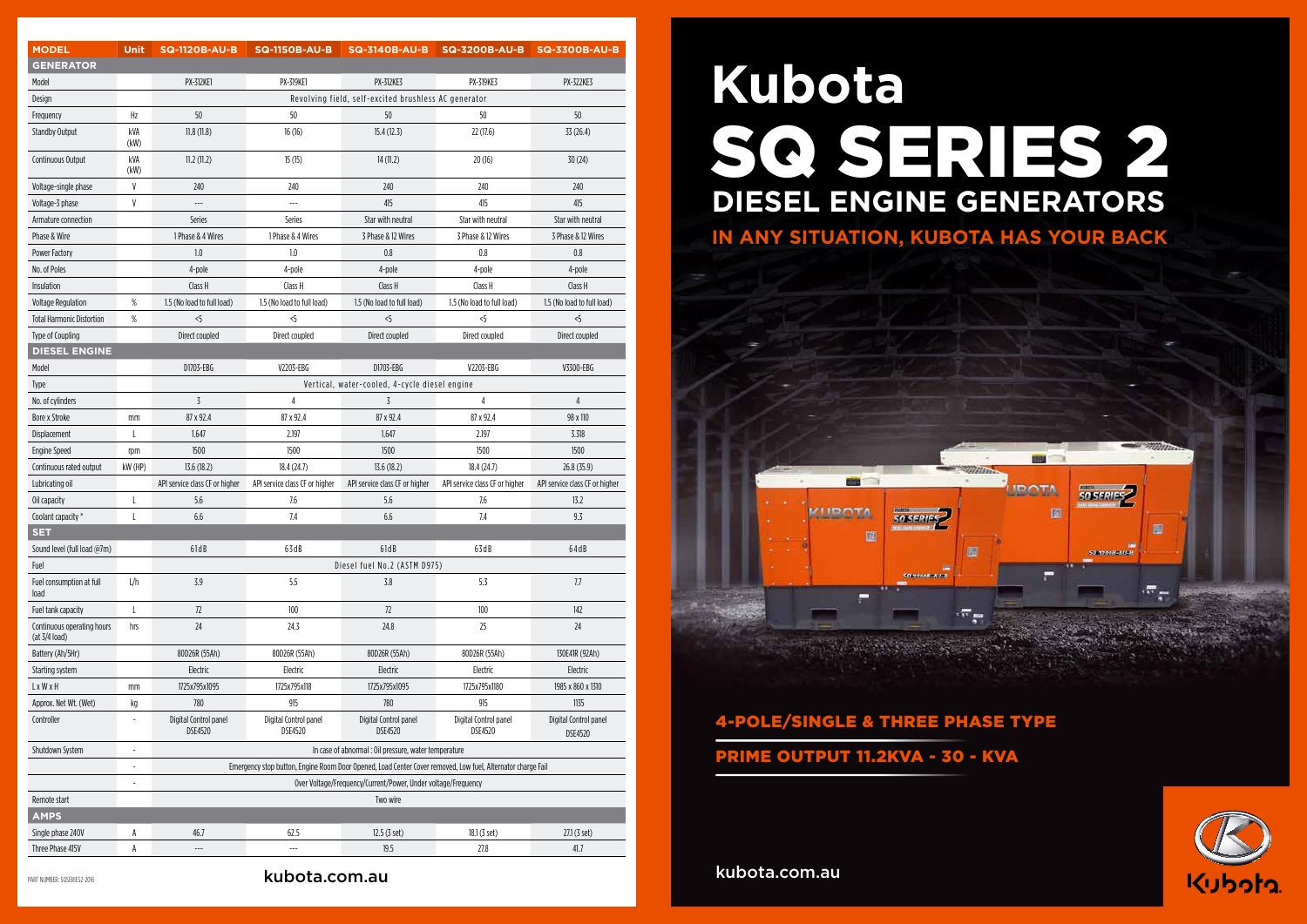# Kubota

# SQ SERIES 2

## DIESEL ENGINE GENERATORS

### IN ANY SITUATION, KUBOTA HAS YOUR BACK

| MODEL | Unit | SQ-1120B-AU-B | SQ-1150B-AU-B | SQ-3140B-AU-B | SQ-3200B-AU-B | SQ-3300B-AU-B |
|---|---|---|---|---|---|---|
| **GENERATOR** | | | | | | |
| Model | | PX-312KE1 | PX-319KE1 | PX-312KE3 | PX-319KE3 | PX-322KE3 |
| Design | | Revolving field, self-excited brushless AC generator | | | | |
| Frequency | Hz | 50 | 50 | 50 | 50 | 50 |
| Standby Output | kVA (kW) | 11.8 (11.8) | 16 (16) | 15.4 (12.3) | 22 (17.6) | 33 (26.4) |
| Continuous Output | kVA (kW) | 11.2 (11.2) | 15 (15) | 14 (11.2) | 20 (16) | 30 (24) |
| Voltage-single phase | V | 240 | 240 | 240 | 240 | 240 |
| Voltage-3 phase | V | --- | --- | 415 | 415 | 415 |
| Armature connection | | Series | Series | Star with neutral | Star with neutral | Star with neutral |
| Phase & Wire | | 1 Phase & 4 Wires | 1 Phase & 4 Wires | 3 Phase & 12 Wires | 3 Phase & 12 Wires | 3 Phase & 12 Wires |
| Power Factory | | 1.0 | 1.0 | 0.8 | 0.8 | 0.8 |
| No. of Poles | | 4-pole | 4-pole | 4-pole | 4-pole | 4-pole |
| Insulation | | Class H | Class H | Class H | Class H | Class H |
| Voltage Regulation | % | 1.5 (No load to full load) | 1.5 (No load to full load) | 1.5 (No load to full load) | 1.5 (No load to full load) | 1.5 (No load to full load) |
| Total Harmonic Distortion | % | <5 | <5 | <5 | <5 | <5 |
| Type of Coupling | | Direct coupled | Direct coupled | Direct coupled | Direct coupled | Direct coupled |
| **DIESEL ENGINE** | | | | | | |
| Model | | D1703-EBG | V2203-EBG | D1703-EBG | V2203-EBG | V3300-EBG |
| Type | | Vertical, water-cooled, 4-cycle diesel engine | | | | |
| No. of cylinders | | 3 | 4 | 3 | 4 | 4 |
| Bore x Stroke | mm | 87 x 92.4 | 87 x 92.4 | 87 x 92.4 | 87 x 92.4 | 98 x 110 |
| Displacement | L | 1.647 | 2.197 | 1.647 | 2.197 | 3.318 |
| Engine Speed | rpm | 1500 | 1500 | 1500 | 1500 | 1500 |
| Continuous rated output | kW (HP) | 13.6 (18.2) | 18.4 (24.7) | 13.6 (18.2) | 18.4 (24.7) | 26.8 (35.9) |
| Lubricating oil | | API service class CF or higher | API service class CF or higher | API service class CF or higher | API service class CF or higher | API service class CF or higher |
| Oil capacity | L | 5.6 | 7.6 | 5.6 | 7.6 | 13.2 |
| Coolant capacity * | L | 6.6 | 7.4 | 6.6 | 7.4 | 9.3 |
| **SET** | | | | | | |
| Sound level (full load @7m) | | 61dB | 63dB | 61dB | 63dB | 64dB |
| Fuel | | Diesel fuel No.2 (ASTM D975) | | | | |
| Fuel consumption at full load | L/h | 3.9 | 5.5 | 3.8 | 5.3 | 7.7 |
| Fuel tank capacity | L | 72 | 100 | 72 | 100 | 142 |
| Continuous operating hours (at 3/4 load) | hrs | 24 | 24.3 | 24.8 | 25 | 24 |
| Battery (Ah/5Hr) | | 80D26R (55Ah) | 80D26R (55Ah) | 80D26R (55Ah) | 80D26R (55Ah) | 130E41R (92Ah) |
| Starting system | | Electric | Electric | Electric | Electric | Electric |
| L x W x H | mm | 1725x795x1095 | 1725x795x118 | 1725x795x1095 | 1725x795x1180 | 1985 x 860 x 1310 |
| Approx. Net Wt. (Wet) | kg | 780 | 915 | 780 | 915 | 1135 |
| Controller | - | Digital Control panel DSE4520 | Digital Control panel DSE4520 | Digital Control panel DSE4520 | Digital Control panel DSE4520 | Digital Control panel DSE4520 |
| Shutdown System | - | In case of abnormal : Oil pressure, water temperature | | | | |
| | - | Emergency stop button, Engine Room Door Opened, Load Center Cover removed, Low fuel, Alternator charge Fail | | | | |
| | - | Over Voltage/Frequency/Current/Power, Under voltage/Frequency | | | | |
| Remote start | | Two wire | | | | |
| **AMPS** | | | | | | |
| Single phase 240V | A | 46.7 | 62.5 | 12.5 (3 set) | 18.1 (3 set) | 27.1 (3 set) |
| Three Phase 415V | A | --- | --- | 19.5 | 27.8 | 41.7 |

PART NUMBER: SQSERIES2-2016

kubota.com.au

### 4-POLE/SINGLE & THREE PHASE TYPE

### PRIME OUTPUT 11.2KVA - 30 - KVA

kubota.com.au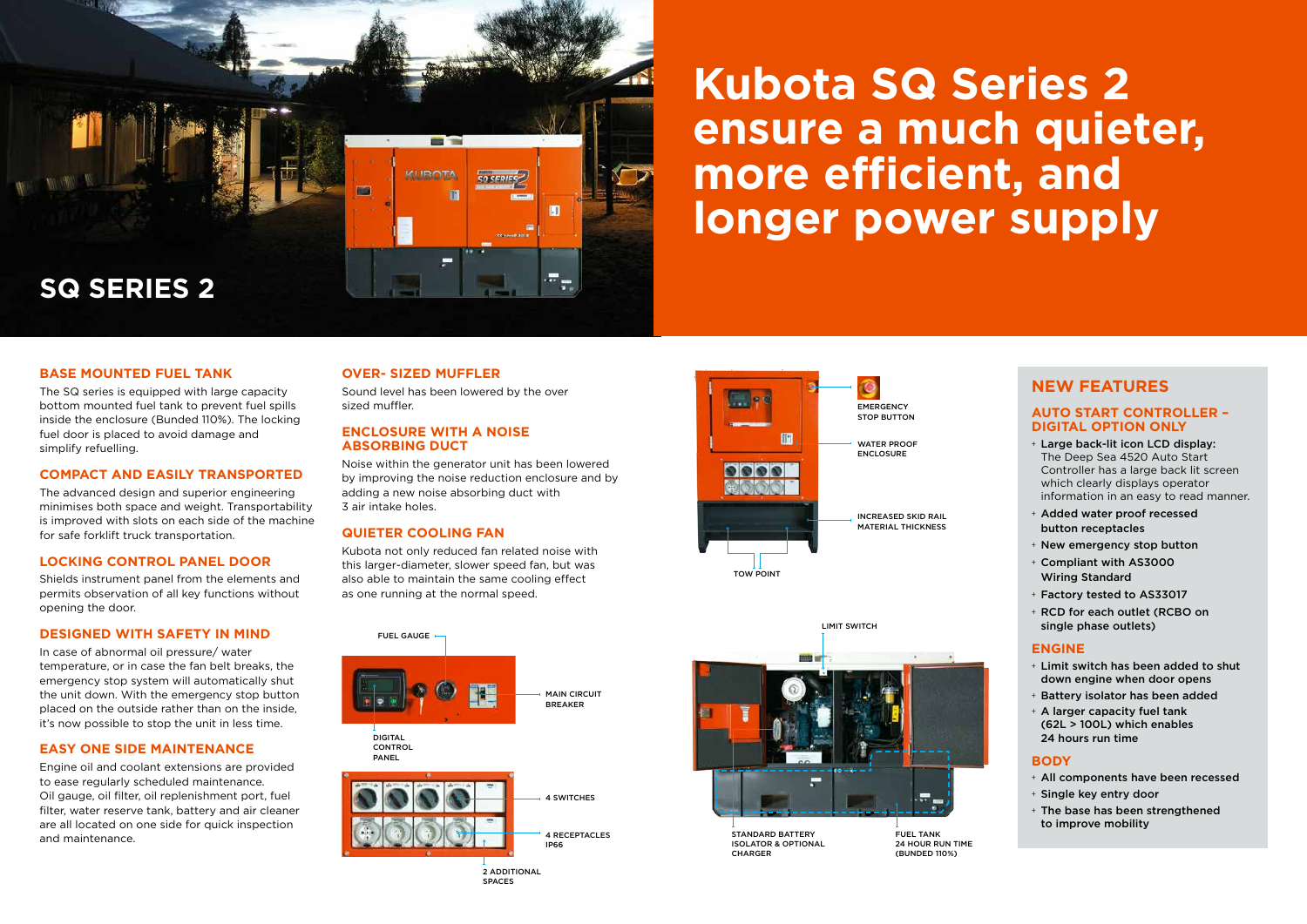# Kubota SQ Series 2 ensure a much quieter, more efficient, and longer power supply

## SQ SERIES 2

### BASE MOUNTED FUEL TANK

The SQ series is equipped with large capacity bottom mounted fuel tank to prevent fuel spills inside the enclosure (Bunded 110%). The locking fuel door is placed to avoid damage and simplify refuelling.

### COMPACT AND EASILY TRANSPORTED

The advanced design and superior engineering minimises both space and weight. Transportability is improved with slots on each side of the machine for safe forklift truck transportation.

### LOCKING CONTROL PANEL DOOR

Shields instrument panel from the elements and permits observation of all key functions without opening the door.

### DESIGNED WITH SAFETY IN MIND

In case of abnormal oil pressure/ water temperature, or in case the fan belt breaks, the emergency stop system will automatically shut the unit down. With the emergency stop button placed on the outside rather than on the inside, it's now possible to stop the unit in less time.

### EASY ONE SIDE MAINTENANCE

Engine oil and coolant extensions are provided to ease regularly scheduled maintenance. Oil gauge, oil filter, oil replenishment port, fuel filter, water reserve tank, battery and air cleaner are all located on one side for quick inspection and maintenance.

### OVER- SIZED MUFFLER

Sound level has been lowered by the over sized muffler.

### ENCLOSURE WITH A NOISE ABSORBING DUCT

Noise within the generator unit has been lowered by improving the noise reduction enclosure and by adding a new noise absorbing duct with 3 air intake holes.

### QUIETER COOLING FAN

Kubota not only reduced fan related noise with this larger-diameter, slower speed fan, but was also able to maintain the same cooling effect as one running at the normal speed.

FUEL GAUGE

MAIN CIRCUIT BREAKER

DIGITAL CONTROL PANEL

4 SWITCHES

4 RECEPTACLES IP66

2 ADDITIONAL SPACES

EMERGENCY STOP BUTTON

WATER PROOF ENCLOSURE

INCREASED SKID RAIL MATERIAL THICKNESS

TOW POINT

LIMIT SWITCH

STANDARD BATTERY ISOLATOR & OPTIONAL CHARGER

FUEL TANK 24 HOUR RUN TIME (BUNDED 110%)

## NEW FEATURES

### AUTO START CONTROLLER – DIGITAL OPTION ONLY

- **Large back-lit icon LCD display:** The Deep Sea 4520 Auto Start Controller has a large back lit screen which clearly displays operator information in an easy to read manner.
- **Added water proof recessed button receptacles**
- **New emergency stop button**
- **Compliant with AS3000 Wiring Standard**
- **Factory tested to AS33017**
- **RCD for each outlet (RCBO on single phase outlets)**

### ENGINE

- **Limit switch has been added to shut down engine when door opens**
- **Battery isolator has been added**
- **A larger capacity fuel tank (62L > 100L) which enables 24 hours run time**

### BODY

- **All components have been recessed**
- **Single key entry door**
- **The base has been strengthened to improve mobility**